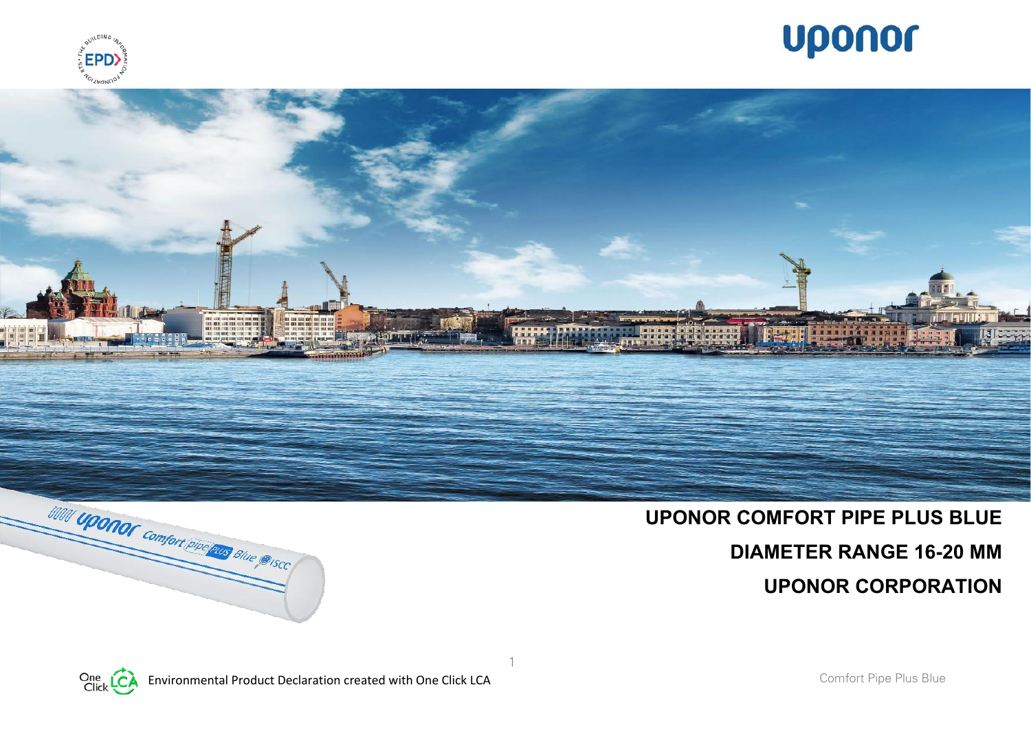# UPONOR COMFORT PIPE PLUS BLUE

## DIAMETER RANGE 16-20 MM

## UPONOR CORPORATION

Environmental Product Declaration created with One Click LCA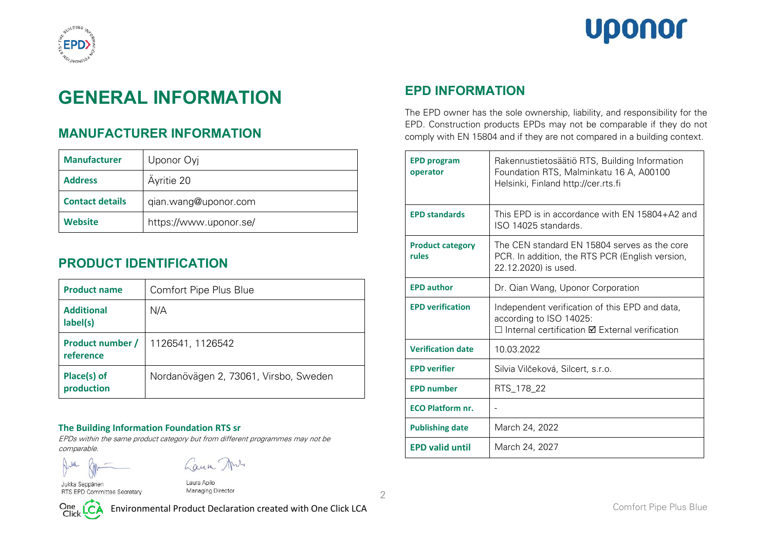# GENERAL INFORMATION

## MANUFACTURER INFORMATION

| Manufacturer | Uponor Oyj |
|---|---|
| Address | Äyritie 20 |
| Contact details | qian.wang@uponor.com |
| Website | https://www.uponor.se/ |

## PRODUCT IDENTIFICATION

| Product name | Comfort Pipe Plus Blue |
|---|---|
| Additional label(s) | N/A |
| Product number / reference | 1126541, 1126542 |
| Place(s) of production | Nordanövägen 2, 73061, Virsbo, Sweden |

**The Building Information Foundation RTS sr**

*EPDs within the same product category but from different programmes may not be comparable.*

Jukka Seppänen
RTS EPD Committee Secretary

Laura Apilo
Managing Director

Environmental Product Declaration created with One Click LCA

## EPD INFORMATION

The EPD owner has the sole ownership, liability, and responsibility for the EPD. Construction products EPDs may not be comparable if they do not comply with EN 15804 and if they are not compared in a building context.

| EPD program operator | Rakennustietosäätiö RTS, Building Information Foundation RTS, Malminkatu 16 A, A00100 Helsinki, Finland http://cer.rts.fi |
|---|---|
| EPD standards | This EPD is in accordance with EN 15804+A2 and ISO 14025 standards. |
| Product category rules | The CEN standard EN 15804 serves as the core PCR. In addition, the RTS PCR (English version, 22.12.2020) is used. |
| EPD author | Dr. Qian Wang, Uponor Corporation |
| EPD verification | Independent verification of this EPD and data, according to ISO 14025: ☐ Internal certification ☑ External verification |
| Verification date | 10.03.2022 |
| EPD verifier | Silvia Vilčeková, Silcert, s.r.o. |
| EPD number | RTS_178_22 |
| ECO Platform nr. | - |
| Publishing date | March 24, 2022 |
| EPD valid until | March 24, 2027 |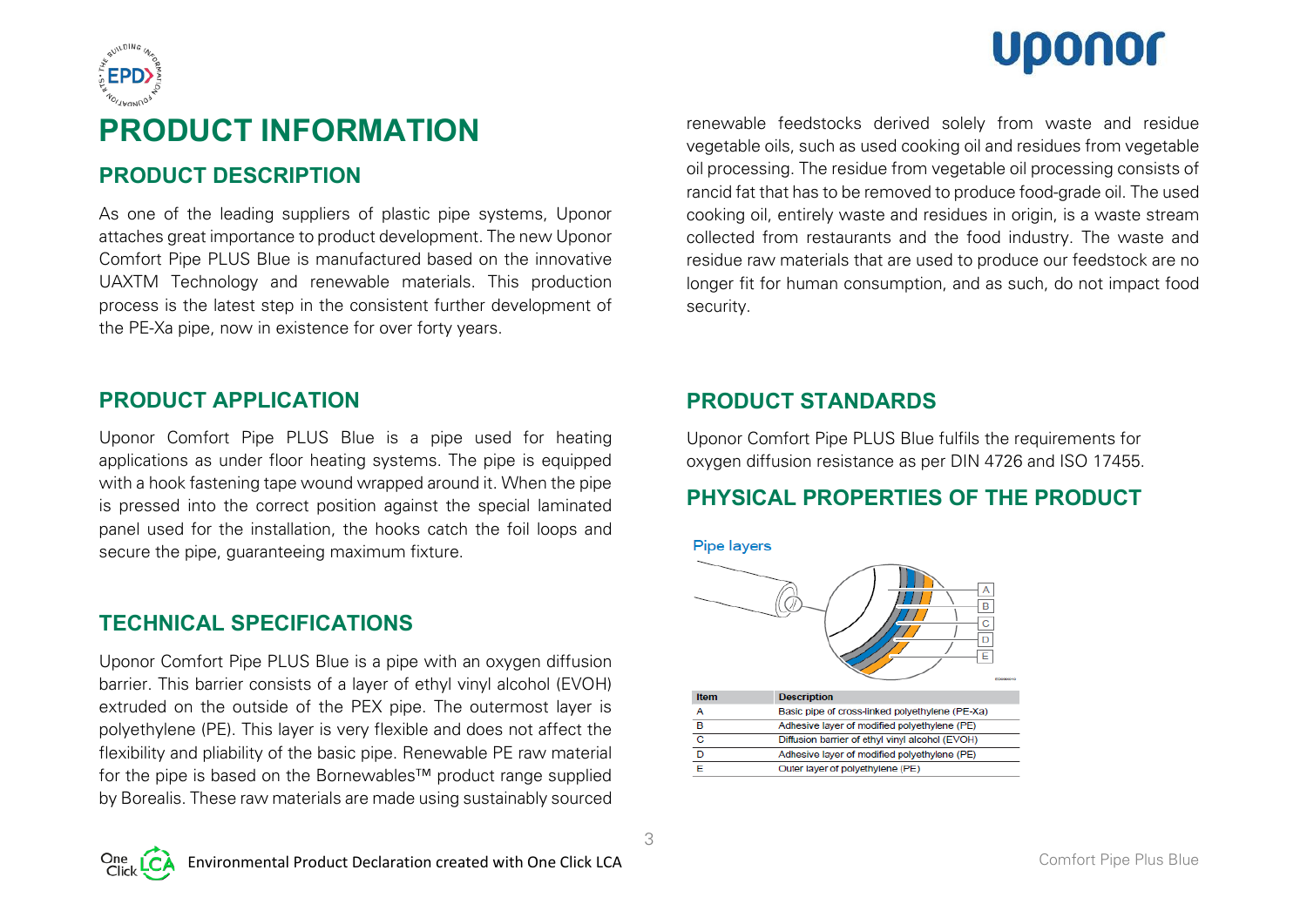# PRODUCT INFORMATION

## PRODUCT DESCRIPTION

As one of the leading suppliers of plastic pipe systems, Uponor attaches great importance to product development. The new Uponor Comfort Pipe PLUS Blue is manufactured based on the innovative UAXTM Technology and renewable materials. This production process is the latest step in the consistent further development of the PE-Xa pipe, now in existence for over forty years.

## PRODUCT APPLICATION

Uponor Comfort Pipe PLUS Blue is a pipe used for heating applications as under floor heating systems. The pipe is equipped with a hook fastening tape wound wrapped around it. When the pipe is pressed into the correct position against the special laminated panel used for the installation, the hooks catch the foil loops and secure the pipe, guaranteeing maximum fixture.

## TECHNICAL SPECIFICATIONS

Uponor Comfort Pipe PLUS Blue is a pipe with an oxygen diffusion barrier. This barrier consists of a layer of ethyl vinyl alcohol (EVOH) extruded on the outside of the PEX pipe. The outermost layer is polyethylene (PE). This layer is very flexible and does not affect the flexibility and pliability of the basic pipe. Renewable PE raw material for the pipe is based on the Bornewables™ product range supplied by Borealis. These raw materials are made using sustainably sourced renewable feedstocks derived solely from waste and residue vegetable oils, such as used cooking oil and residues from vegetable oil processing. The residue from vegetable oil processing consists of rancid fat that has to be removed to produce food-grade oil. The used cooking oil, entirely waste and residues in origin, is a waste stream collected from restaurants and the food industry. The waste and residue raw materials that are used to produce our feedstock are no longer fit for human consumption, and as such, do not impact food security.

## PRODUCT STANDARDS

Uponor Comfort Pipe PLUS Blue fulfils the requirements for oxygen diffusion resistance as per DIN 4726 and ISO 17455.

## PHYSICAL PROPERTIES OF THE PRODUCT

Pipe layers

| Item | Description |
| --- | --- |
| A | Basic pipe of cross-linked polyethylene (PE-Xa) |
| B | Adhesive layer of modified polyethylene (PE) |
| C | Diffusion barrier of ethyl vinyl alcohol (EVOH) |
| D | Adhesive layer of modified polyethylene (PE) |
| E | Outer layer of polyethylene (PE) |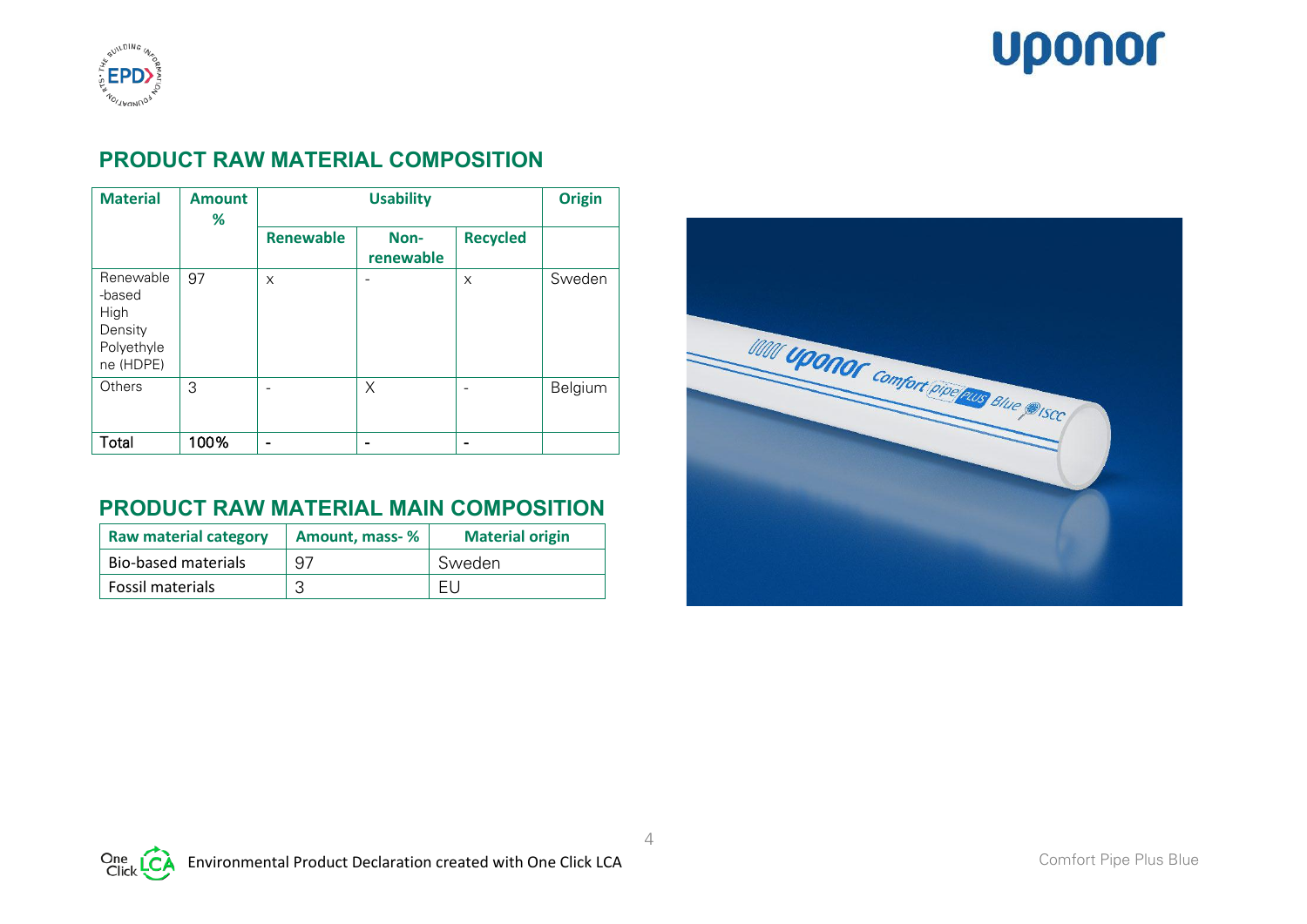## PRODUCT RAW MATERIAL COMPOSITION

| Material | Amount % | Usability | | | Origin |
|---|---|---|---|---|---|
| | | Renewable | Non-renewable | Recycled | |
| Renewable-based High Density Polyethylene (HDPE) | 97 | x | - | x | Sweden |
| Others | 3 | - | X | - | Belgium |
| Total | 100% | - | - | - | |

## PRODUCT RAW MATERIAL MAIN COMPOSITION

| Raw material category | Amount, mass- % | Material origin |
|---|---|---|
| Bio-based materials | 97 | Sweden |
| Fossil materials | 3 | EU |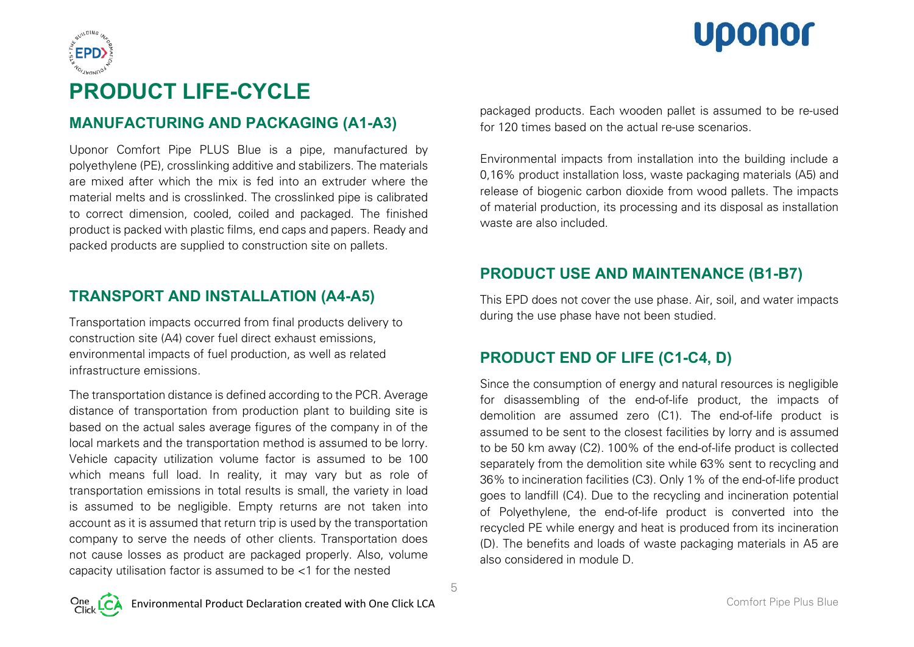# PRODUCT LIFE-CYCLE

## MANUFACTURING AND PACKAGING (A1-A3)

Uponor Comfort Pipe PLUS Blue is a pipe, manufactured by polyethylene (PE), crosslinking additive and stabilizers. The materials are mixed after which the mix is fed into an extruder where the material melts and is crosslinked. The crosslinked pipe is calibrated to correct dimension, cooled, coiled and packaged. The finished product is packed with plastic films, end caps and papers. Ready and packed products are supplied to construction site on pallets.

## TRANSPORT AND INSTALLATION (A4-A5)

Transportation impacts occurred from final products delivery to construction site (A4) cover fuel direct exhaust emissions, environmental impacts of fuel production, as well as related infrastructure emissions.

The transportation distance is defined according to the PCR. Average distance of transportation from production plant to building site is based on the actual sales average figures of the company in of the local markets and the transportation method is assumed to be lorry. Vehicle capacity utilization volume factor is assumed to be 100 which means full load. In reality, it may vary but as role of transportation emissions in total results is small, the variety in load is assumed to be negligible. Empty returns are not taken into account as it is assumed that return trip is used by the transportation company to serve the needs of other clients. Transportation does not cause losses as product are packaged properly. Also, volume capacity utilisation factor is assumed to be <1 for the nested packaged products. Each wooden pallet is assumed to be re-used for 120 times based on the actual re-use scenarios.

Environmental impacts from installation into the building include a 0,16% product installation loss, waste packaging materials (A5) and release of biogenic carbon dioxide from wood pallets. The impacts of material production, its processing and its disposal as installation waste are also included.

## PRODUCT USE AND MAINTENANCE (B1-B7)

This EPD does not cover the use phase. Air, soil, and water impacts during the use phase have not been studied.

## PRODUCT END OF LIFE (C1-C4, D)

Since the consumption of energy and natural resources is negligible for disassembling of the end-of-life product, the impacts of demolition are assumed zero (C1). The end-of-life product is assumed to be sent to the closest facilities by lorry and is assumed to be 50 km away (C2). 100% of the end-of-life product is collected separately from the demolition site while 63% sent to recycling and 36% to incineration facilities (C3). Only 1% of the end-of-life product goes to landfill (C4). Due to the recycling and incineration potential of Polyethylene, the end-of-life product is converted into the recycled PE while energy and heat is produced from its incineration (D). The benefits and loads of waste packaging materials in A5 are also considered in module D.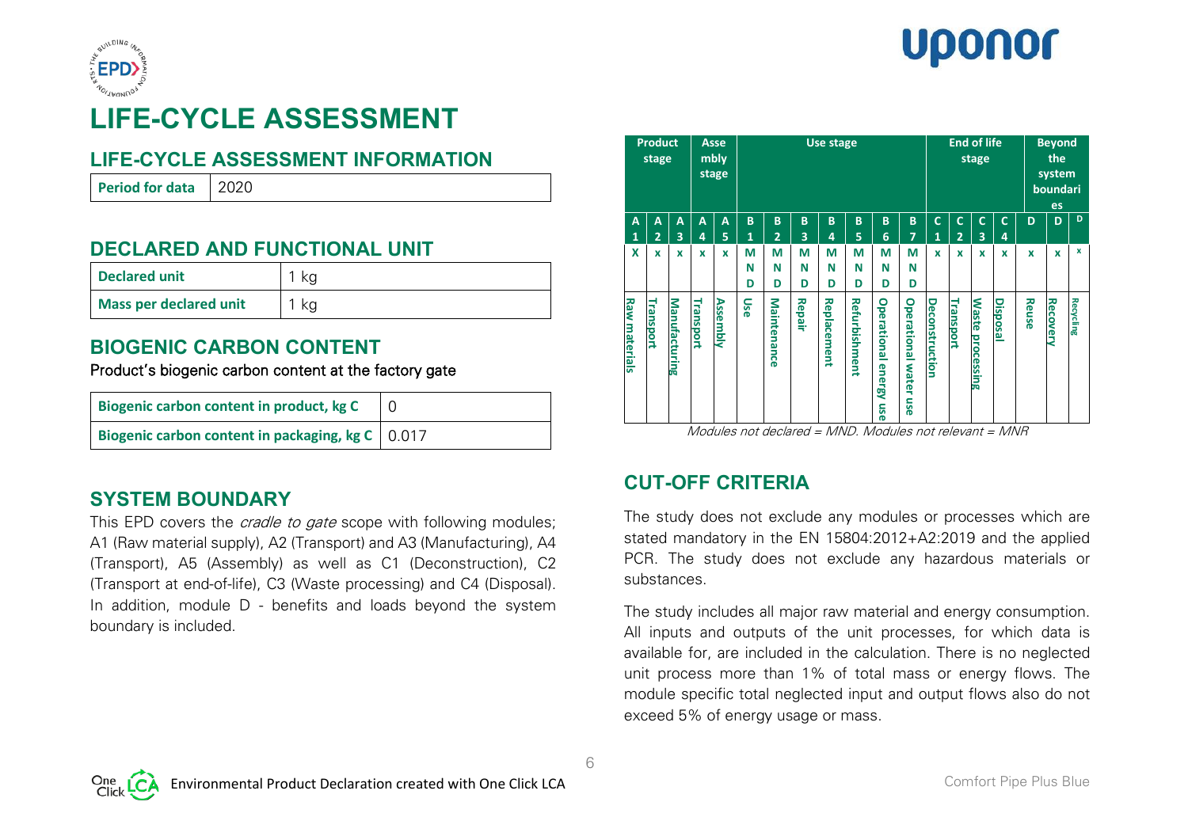# LIFE-CYCLE ASSESSMENT

## LIFE-CYCLE ASSESSMENT INFORMATION

| Period for data | 2020 |
|---|---|

## DECLARED AND FUNCTIONAL UNIT

| Declared unit | 1 kg |
|---|---|
| Mass per declared unit | 1 kg |

## BIOGENIC CARBON CONTENT

Product's biogenic carbon content at the factory gate

| Biogenic carbon content in product, kg C | 0 |
|---|---|
| Biogenic carbon content in packaging, kg C | 0.017 |

## SYSTEM BOUNDARY

This EPD covers the *cradle to gate* scope with following modules; A1 (Raw material supply), A2 (Transport) and A3 (Manufacturing), A4 (Transport), A5 (Assembly) as well as C1 (Deconstruction), C2 (Transport at end-of-life), C3 (Waste processing) and C4 (Disposal). In addition, module D - benefits and loads beyond the system boundary is included.

| Product stage | | | Assembly stage | | Use stage | | | | | | | End of life stage | | | | Beyond the system boundaries | | |
|---|---|---|---|---|---|---|---|---|---|---|---|---|---|---|---|---|---|---|
| A1 | A2 | A3 | A4 | A5 | B1 | B2 | B3 | B4 | B5 | B6 | B7 | C1 | C2 | C3 | C4 | D | D | D |
| x | x | x | x | x | MND | MND | MND | MND | MND | MND | MND | x | x | x | x | x | x | x |
| Raw materials | Transport | Manufacturing | Transport | Assembly | Use | Maintenance | Repair | Replacement | Refurbishment | Operational energy use | Operational water use | Deconstruction | Transport | Waste processing | Disposal | Reuse | Recovery | Recycling |

*Modules not declared = MND. Modules not relevant = MNR*

## CUT-OFF CRITERIA

The study does not exclude any modules or processes which are stated mandatory in the EN 15804:2012+A2:2019 and the applied PCR. The study does not exclude any hazardous materials or substances.

The study includes all major raw material and energy consumption. All inputs and outputs of the unit processes, for which data is available for, are included in the calculation. There is no neglected unit process more than 1% of total mass or energy flows. The module specific total neglected input and output flows also do not exceed 5% of energy usage or mass.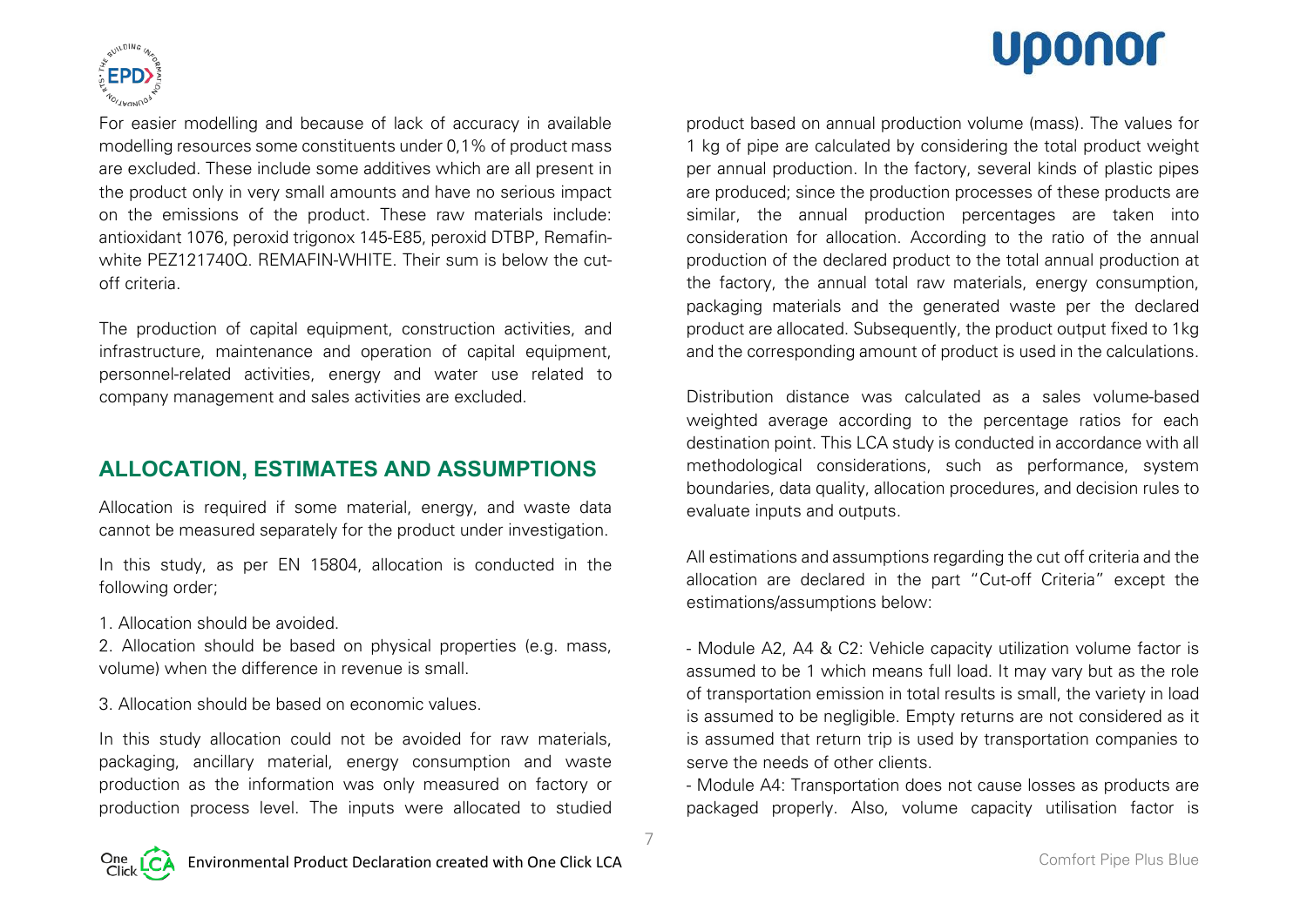For easier modelling and because of lack of accuracy in available modelling resources some constituents under 0,1% of product mass are excluded. These include some additives which are all present in the product only in very small amounts and have no serious impact on the emissions of the product. These raw materials include: antioxidant 1076, peroxid trigonox 145-E85, peroxid DTBP, Remafin-white PEZ121740Q. REMAFIN-WHITE. Their sum is below the cut-off criteria.

The production of capital equipment, construction activities, and infrastructure, maintenance and operation of capital equipment, personnel-related activities, energy and water use related to company management and sales activities are excluded.

## ALLOCATION, ESTIMATES AND ASSUMPTIONS

Allocation is required if some material, energy, and waste data cannot be measured separately for the product under investigation.

In this study, as per EN 15804, allocation is conducted in the following order;

1. Allocation should be avoided.
2. Allocation should be based on physical properties (e.g. mass, volume) when the difference in revenue is small.
3. Allocation should be based on economic values.

In this study allocation could not be avoided for raw materials, packaging, ancillary material, energy consumption and waste production as the information was only measured on factory or production process level. The inputs were allocated to studied product based on annual production volume (mass). The values for 1 kg of pipe are calculated by considering the total product weight per annual production. In the factory, several kinds of plastic pipes are produced; since the production processes of these products are similar, the annual production percentages are taken into consideration for allocation. According to the ratio of the annual production of the declared product to the total annual production at the factory, the annual total raw materials, energy consumption, packaging materials and the generated waste per the declared product are allocated. Subsequently, the product output fixed to 1kg and the corresponding amount of product is used in the calculations.

Distribution distance was calculated as a sales volume-based weighted average according to the percentage ratios for each destination point. This LCA study is conducted in accordance with all methodological considerations, such as performance, system boundaries, data quality, allocation procedures, and decision rules to evaluate inputs and outputs.

All estimations and assumptions regarding the cut off criteria and the allocation are declared in the part "Cut-off Criteria" except the estimations/assumptions below:

- Module A2, A4 & C2: Vehicle capacity utilization volume factor is assumed to be 1 which means full load. It may vary but as the role of transportation emission in total results is small, the variety in load is assumed to be negligible. Empty returns are not considered as it is assumed that return trip is used by transportation companies to serve the needs of other clients.
- Module A4: Transportation does not cause losses as products are packaged properly. Also, volume capacity utilisation factor is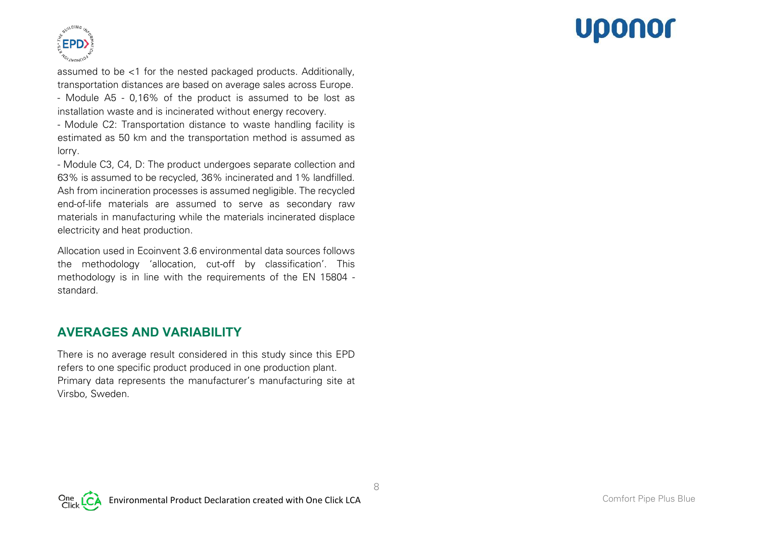assumed to be <1 for the nested packaged products. Additionally, transportation distances are based on average sales across Europe.

- Module A5 - 0,16% of the product is assumed to be lost as installation waste and is incinerated without energy recovery.
- Module C2: Transportation distance to waste handling facility is estimated as 50 km and the transportation method is assumed as lorry.
- Module C3, C4, D: The product undergoes separate collection and 63% is assumed to be recycled, 36% incinerated and 1% landfilled. Ash from incineration processes is assumed negligible. The recycled end-of-life materials are assumed to serve as secondary raw materials in manufacturing while the materials incinerated displace electricity and heat production.

Allocation used in Ecoinvent 3.6 environmental data sources follows the methodology 'allocation, cut-off by classification'. This methodology is in line with the requirements of the EN 15804 - standard.

## AVERAGES AND VARIABILITY

There is no average result considered in this study since this EPD refers to one specific product produced in one production plant. Primary data represents the manufacturer's manufacturing site at Virsbo, Sweden.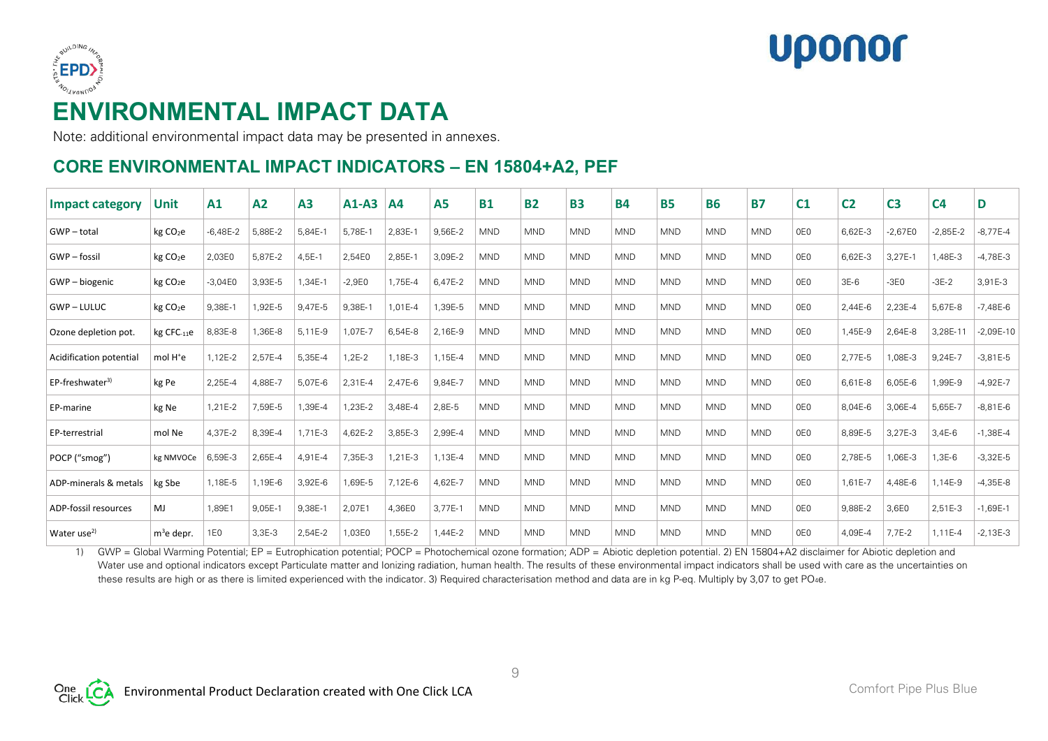# ENVIRONMENTAL IMPACT DATA

Note: additional environmental impact data may be presented in annexes.

## CORE ENVIRONMENTAL IMPACT INDICATORS – EN 15804+A2, PEF

| Impact category | Unit | A1 | A2 | A3 | A1-A3 | A4 | A5 | B1 | B2 | B3 | B4 | B5 | B6 | B7 | C1 | C2 | C3 | C4 | D |
|---|---|---|---|---|---|---|---|---|---|---|---|---|---|---|---|---|---|---|---|
| GWP – total | kg $CO_2$e | -6,48E-2 | 5,88E-2 | 5,84E-1 | 5,78E-1 | 2,83E-1 | 9,56E-2 | MND | MND | MND | MND | MND | MND | MND | 0E0 | 6,62E-3 | -2,67E0 | -2,85E-2 | -8,77E-4 |
| GWP – fossil | kg $CO_2$e | 2,03E0 | 5,87E-2 | 4,5E-1 | 2,54E0 | 2,85E-1 | 3,09E-2 | MND | MND | MND | MND | MND | MND | MND | 0E0 | 6,62E-3 | 3,27E-1 | 1,48E-3 | -4,78E-3 |
| GWP – biogenic | kg $CO_2$e | -3,04E0 | 3,93E-5 | 1,34E-1 | -2,9E0 | 1,75E-4 | 6,47E-2 | MND | MND | MND | MND | MND | MND | MND | 0E0 | 3E-6 | -3E0 | -3E-2 | 3,91E-3 |
| GWP – LULUC | kg $CO_2$e | 9,38E-1 | 1,92E-5 | 9,47E-5 | 9,38E-1 | 1,01E-4 | 1,39E-5 | MND | MND | MND | MND | MND | MND | MND | 0E0 | 2,44E-6 | 2,23E-4 | 5,67E-8 | -7,48E-6 |
| Ozone depletion pot. | kg $CFC_{11}$e | 8,83E-8 | 1,36E-8 | 5,11E-9 | 1,07E-7 | 6,54E-8 | 2,16E-9 | MND | MND | MND | MND | MND | MND | MND | 0E0 | 1,45E-9 | 2,64E-8 | 3,28E-11 | -2,09E-10 |
| Acidification potential | mol $H^+$e | 1,12E-2 | 2,57E-4 | 5,35E-4 | 1,2E-2 | 1,18E-3 | 1,15E-4 | MND | MND | MND | MND | MND | MND | MND | 0E0 | 2,77E-5 | 1,08E-3 | 9,24E-7 | -3,81E-5 |
| EP-freshwater[3] | kg Pe | 2,25E-4 | 4,88E-7 | 5,07E-6 | 2,31E-4 | 2,47E-6 | 9,84E-7 | MND | MND | MND | MND | MND | MND | MND | 0E0 | 6,61E-8 | 6,05E-6 | 1,99E-9 | -4,92E-7 |
| EP-marine | kg Ne | 1,21E-2 | 7,59E-5 | 1,39E-4 | 1,23E-2 | 3,48E-4 | 2,8E-5 | MND | MND | MND | MND | MND | MND | MND | 0E0 | 8,04E-6 | 3,06E-4 | 5,65E-7 | -8,81E-6 |
| EP-terrestrial | mol Ne | 4,37E-2 | 8,39E-4 | 1,71E-3 | 4,62E-2 | 3,85E-3 | 2,99E-4 | MND | MND | MND | MND | MND | MND | MND | 0E0 | 8,89E-5 | 3,27E-3 | 3,4E-6 | -1,38E-4 |
| POCP ("smog") | kg NMVOCe | 6,59E-3 | 2,65E-4 | 4,91E-4 | 7,35E-3 | 1,21E-3 | 1,13E-4 | MND | MND | MND | MND | MND | MND | MND | 0E0 | 2,78E-5 | 1,06E-3 | 1,3E-6 | -3,32E-5 |
| ADP-minerals & metals | kg Sbe | 1,18E-5 | 1,19E-6 | 3,92E-6 | 1,69E-5 | 7,12E-6 | 4,62E-7 | MND | MND | MND | MND | MND | MND | MND | 0E0 | 1,61E-7 | 4,48E-6 | 1,14E-9 | -4,35E-8 |
| ADP-fossil resources | MJ | 1,89E1 | 9,05E-1 | 9,38E-1 | 2,07E1 | 4,36E0 | 3,77E-1 | MND | MND | MND | MND | MND | MND | MND | 0E0 | 9,88E-2 | 3,6E0 | 2,51E-3 | -1,69E-1 |
| Water use[2] | $m^3$e depr. | 1E0 | 3,3E-3 | 2,54E-2 | 1,03E0 | 1,55E-2 | 1,44E-2 | MND | MND | MND | MND | MND | MND | MND | 0E0 | 4,09E-4 | 7,7E-2 | 1,11E-4 | -2,13E-3 |

1) GWP = Global Warming Potential; EP = Eutrophication potential; POCP = Photochemical ozone formation; ADP = Abiotic depletion potential. 2) EN 15804+A2 disclaimer for Abiotic depletion and Water use and optional indicators except Particulate matter and Ionizing radiation, human health. The results of these environmental impact indicators shall be used with care as the uncertainties on these results are high or as there is limited experienced with the indicator. 3) Required characterisation method and data are in kg P-eq. Multiply by 3,07 to get $PO_4$e.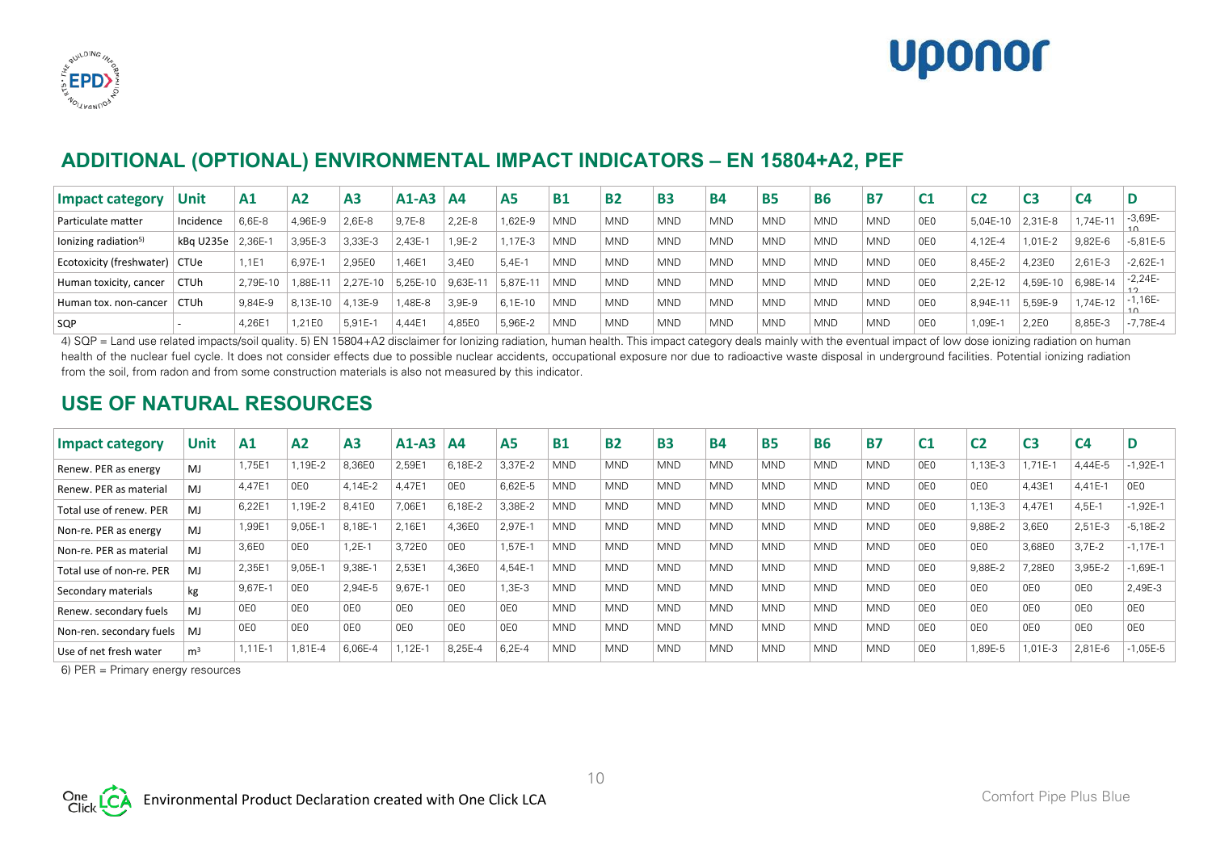## ADDITIONAL (OPTIONAL) ENVIRONMENTAL IMPACT INDICATORS – EN 15804+A2, PEF

| Impact category | Unit | A1 | A2 | A3 | A1-A3 | A4 | A5 | B1 | B2 | B3 | B4 | B5 | B6 | B7 | C1 | C2 | C3 | C4 | D |
|---|---|---|---|---|---|---|---|---|---|---|---|---|---|---|---|---|---|---|---|
| Particulate matter | Incidence | 6,6E-8 | 4,96E-9 | 2,6E-8 | 9,7E-8 | 2,2E-8 | 1,62E-9 | MND | MND | MND | MND | MND | MND | MND | 0E0 | 5,04E-10 | 2,31E-8 | 1,74E-11 | -3,69E-10 |
| Ionizing radiation[5] | kBq U235e | 2,36E-1 | 3,95E-3 | 3,33E-3 | 2,43E-1 | 1,9E-2 | 1,17E-3 | MND | MND | MND | MND | MND | MND | MND | 0E0 | 4,12E-4 | 1,01E-2 | 9,82E-6 | -5,81E-5 |
| Ecotoxicity (freshwater) | CTUe | 1,1E1 | 6,97E-1 | 2,95E0 | 1,46E1 | 3,4E0 | 5,4E-1 | MND | MND | MND | MND | MND | MND | MND | 0E0 | 8,45E-2 | 4,23E0 | 2,61E-3 | -2,62E-1 |
| Human toxicity, cancer | CTUh | 2,79E-10 | 1,88E-11 | 2,27E-10 | 5,25E-10 | 9,63E-11 | 5,87E-11 | MND | MND | MND | MND | MND | MND | MND | 0E0 | 2,2E-12 | 4,59E-10 | 6,98E-14 | -2,24E-12 |
| Human tox. non-cancer | CTUh | 9,84E-9 | 8,13E-10 | 4,13E-9 | 1,48E-8 | 3,9E-9 | 6,1E-10 | MND | MND | MND | MND | MND | MND | MND | 0E0 | 8,94E-11 | 5,59E-9 | 1,74E-12 | -1,16E-10 |
| SQP | - | 4,26E1 | 1,21E0 | 5,91E-1 | 4,44E1 | 4,85E0 | 5,96E-2 | MND | MND | MND | MND | MND | MND | MND | 0E0 | 1,09E-1 | 2,2E0 | 8,85E-3 | -7,78E-4 |

4) SQP = Land use related impacts/soil quality. 5) EN 15804+A2 disclaimer for Ionizing radiation, human health. This impact category deals mainly with the eventual impact of low dose ionizing radiation on human health of the nuclear fuel cycle. It does not consider effects due to possible nuclear accidents, occupational exposure nor due to radioactive waste disposal in underground facilities. Potential ionizing radiation from the soil, from radon and from some construction materials is also not measured by this indicator.

## USE OF NATURAL RESOURCES

| Impact category | Unit | A1 | A2 | A3 | A1-A3 | A4 | A5 | B1 | B2 | B3 | B4 | B5 | B6 | B7 | C1 | C2 | C3 | C4 | D |
|---|---|---|---|---|---|---|---|---|---|---|---|---|---|---|---|---|---|---|---|
| Renew. PER as energy | MJ | 1,75E1 | 1,19E-2 | 8,36E0 | 2,59E1 | 6,18E-2 | 3,37E-2 | MND | MND | MND | MND | MND | MND | MND | 0E0 | 1,13E-3 | 1,71E-1 | 4,44E-5 | -1,92E-1 |
| Renew. PER as material | MJ | 4,47E1 | 0E0 | 4,14E-2 | 4,47E1 | 0E0 | 6,62E-5 | MND | MND | MND | MND | MND | MND | MND | 0E0 | 0E0 | 4,43E1 | 4,41E-1 | 0E0 |
| Total use of renew. PER | MJ | 6,22E1 | 1,19E-2 | 8,41E0 | 7,06E1 | 6,18E-2 | 3,38E-2 | MND | MND | MND | MND | MND | MND | MND | 0E0 | 1,13E-3 | 4,47E1 | 4,5E-1 | -1,92E-1 |
| Non-re. PER as energy | MJ | 1,99E1 | 9,05E-1 | 8,18E-1 | 2,16E1 | 4,36E0 | 2,97E-1 | MND | MND | MND | MND | MND | MND | MND | 0E0 | 9,88E-2 | 3,6E0 | 2,51E-3 | -5,18E-2 |
| Non-re. PER as material | MJ | 3,6E0 | 0E0 | 1,2E-1 | 3,72E0 | 0E0 | 1,57E-1 | MND | MND | MND | MND | MND | MND | MND | 0E0 | 0E0 | 3,68E0 | 3,7E-2 | -1,17E-1 |
| Total use of non-re. PER | MJ | 2,35E1 | 9,05E-1 | 9,38E-1 | 2,53E1 | 4,36E0 | 4,54E-1 | MND | MND | MND | MND | MND | MND | MND | 0E0 | 9,88E-2 | 7,28E0 | 3,95E-2 | -1,69E-1 |
| Secondary materials | kg | 9,67E-1 | 0E0 | 2,94E-5 | 9,67E-1 | 0E0 | 1,3E-3 | MND | MND | MND | MND | MND | MND | MND | 0E0 | 0E0 | 0E0 | 0E0 | 2,49E-3 |
| Renew. secondary fuels | MJ | 0E0 | 0E0 | 0E0 | 0E0 | 0E0 | 0E0 | MND | MND | MND | MND | MND | MND | MND | 0E0 | 0E0 | 0E0 | 0E0 | 0E0 |
| Non-ren. secondary fuels | MJ | 0E0 | 0E0 | 0E0 | 0E0 | 0E0 | 0E0 | MND | MND | MND | MND | MND | MND | MND | 0E0 | 0E0 | 0E0 | 0E0 | 0E0 |
| Use of net fresh water | $m^3$ | 1,11E-1 | 1,81E-4 | 6,06E-4 | 1,12E-1 | 8,25E-4 | 6,2E-4 | MND | MND | MND | MND | MND | MND | MND | 0E0 | 1,89E-5 | 1,01E-3 | 2,81E-6 | -1,05E-5 |

6) PER = Primary energy resources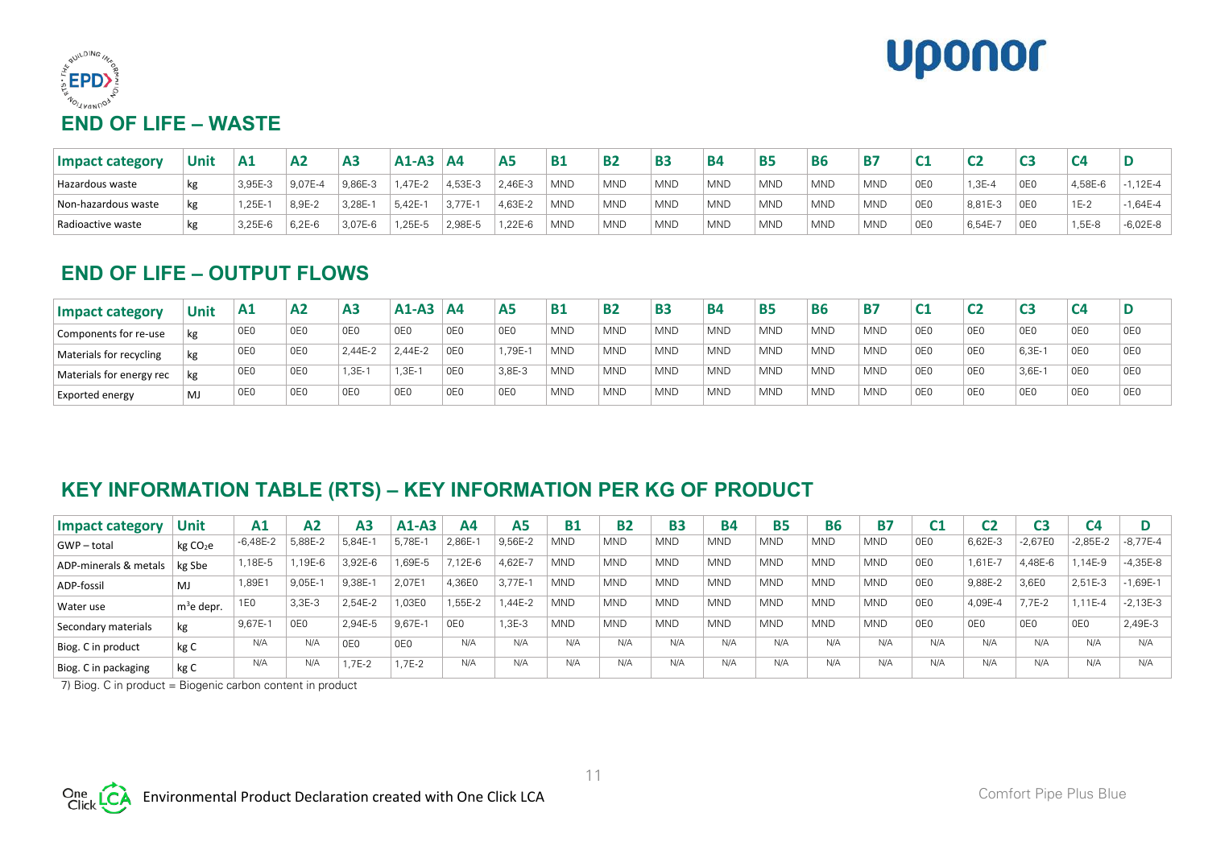## END OF LIFE – WASTE

| Impact category | Unit | A1 | A2 | A3 | A1-A3 | A4 | A5 | B1 | B2 | B3 | B4 | B5 | B6 | B7 | C1 | C2 | C3 | C4 | D |
|---|---|---|---|---|---|---|---|---|---|---|---|---|---|---|---|---|---|---|---|
| Hazardous waste | kg | 3,95E-3 | 9,07E-4 | 9,86E-3 | 1,47E-2 | 4,53E-3 | 2,46E-3 | MND | MND | MND | MND | MND | MND | MND | 0E0 | 1,3E-4 | 0E0 | 4,58E-6 | -1,12E-4 |
| Non-hazardous waste | kg | 1,25E-1 | 8,9E-2 | 3,28E-1 | 5,42E-1 | 3,77E-1 | 4,63E-2 | MND | MND | MND | MND | MND | MND | MND | 0E0 | 8,81E-3 | 0E0 | 1E-2 | -1,64E-4 |
| Radioactive waste | kg | 3,25E-6 | 6,2E-6 | 3,07E-6 | 1,25E-5 | 2,98E-5 | 1,22E-6 | MND | MND | MND | MND | MND | MND | MND | 0E0 | 6,54E-7 | 0E0 | 1,5E-8 | -6,02E-8 |

## END OF LIFE – OUTPUT FLOWS

| Impact category | Unit | A1 | A2 | A3 | A1-A3 | A4 | A5 | B1 | B2 | B3 | B4 | B5 | B6 | B7 | C1 | C2 | C3 | C4 | D |
|---|---|---|---|---|---|---|---|---|---|---|---|---|---|---|---|---|---|---|---|
| Components for re-use | kg | 0E0 | 0E0 | 0E0 | 0E0 | 0E0 | 0E0 | MND | MND | MND | MND | MND | MND | MND | 0E0 | 0E0 | 0E0 | 0E0 | 0E0 |
| Materials for recycling | kg | 0E0 | 0E0 | 2,44E-2 | 2,44E-2 | 0E0 | 1,79E-1 | MND | MND | MND | MND | MND | MND | MND | 0E0 | 0E0 | 6,3E-1 | 0E0 | 0E0 |
| Materials for energy rec | kg | 0E0 | 0E0 | 1,3E-1 | 1,3E-1 | 0E0 | 3,8E-3 | MND | MND | MND | MND | MND | MND | MND | 0E0 | 0E0 | 3,6E-1 | 0E0 | 0E0 |
| Exported energy | MJ | 0E0 | 0E0 | 0E0 | 0E0 | 0E0 | 0E0 | MND | MND | MND | MND | MND | MND | MND | 0E0 | 0E0 | 0E0 | 0E0 | 0E0 |

## KEY INFORMATION TABLE (RTS) – KEY INFORMATION PER KG OF PRODUCT

| Impact category | Unit | A1 | A2 | A3 | A1-A3 | A4 | A5 | B1 | B2 | B3 | B4 | B5 | B6 | B7 | C1 | C2 | C3 | C4 | D |
|---|---|---|---|---|---|---|---|---|---|---|---|---|---|---|---|---|---|---|---|
| GWP – total | kg $CO_2e$ | -6,48E-2 | 5,88E-2 | 5,84E-1 | 5,78E-1 | 2,86E-1 | 9,56E-2 | MND | MND | MND | MND | MND | MND | MND | 0E0 | 6,62E-3 | -2,67E0 | -2,85E-2 | -8,77E-4 |
| ADP-minerals & metals | kg Sbe | 1,18E-5 | 1,19E-6 | 3,92E-6 | 1,69E-5 | 7,12E-6 | 4,62E-7 | MND | MND | MND | MND | MND | MND | MND | 0E0 | 1,61E-7 | 4,48E-6 | 1,14E-9 | -4,35E-8 |
| ADP-fossil | MJ | 1,89E1 | 9,05E-1 | 9,38E-1 | 2,07E1 | 4,36E0 | 3,77E-1 | MND | MND | MND | MND | MND | MND | MND | 0E0 | 9,88E-2 | 3,6E0 | 2,51E-3 | -1,69E-1 |
| Water use | $m^3$e depr. | 1E0 | 3,3E-3 | 2,54E-2 | 1,03E0 | 1,55E-2 | 1,44E-2 | MND | MND | MND | MND | MND | MND | MND | 0E0 | 4,09E-4 | 7,7E-2 | 1,11E-4 | -2,13E-3 |
| Secondary materials | kg | 9,67E-1 | 0E0 | 2,94E-5 | 9,67E-1 | 0E0 | 1,3E-3 | MND | MND | MND | MND | MND | MND | MND | 0E0 | 0E0 | 0E0 | 0E0 | 2,49E-3 |
| Biog. C in product | kg C | N/A | N/A | 0E0 | 0E0 | N/A | N/A | N/A | N/A | N/A | N/A | N/A | N/A | N/A | N/A | N/A | N/A | N/A | N/A |
| Biog. C in packaging | kg C | N/A | N/A | 1,7E-2 | 1,7E-2 | N/A | N/A | N/A | N/A | N/A | N/A | N/A | N/A | N/A | N/A | N/A | N/A | N/A | N/A |

7) Biog. C in product = Biogenic carbon content in product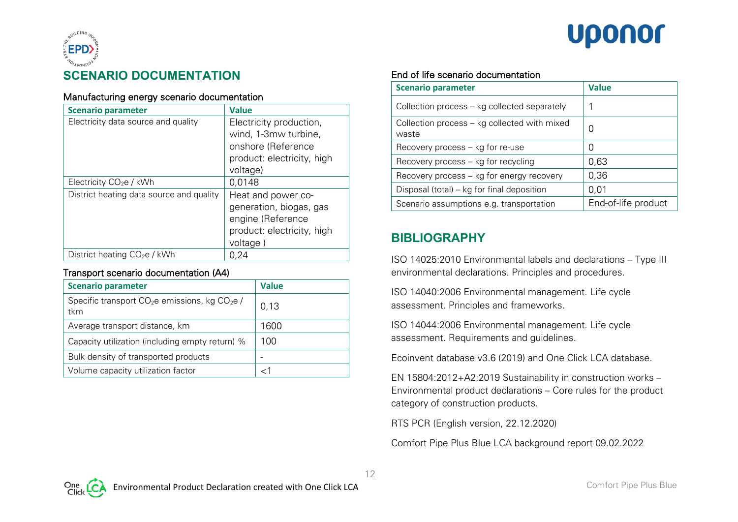## SCENARIO DOCUMENTATION

### Manufacturing energy scenario documentation

| Scenario parameter | Value |
| --- | --- |
| Electricity data source and quality | Electricity production, wind, 1-3mw turbine, onshore (Reference product: electricity, high voltage) |
| Electricity $CO_2e$ / kWh | 0,0148 |
| District heating data source and quality | Heat and power co-generation, biogas, gas engine (Reference product: electricity, high voltage ) |
| District heating $CO_2e$ / kWh | 0,24 |

### Transport scenario documentation (A4)

| Scenario parameter | Value |
| --- | --- |
| Specific transport $CO_2e$ emissions, kg $CO_2e$ / tkm | 0,13 |
| Average transport distance, km | 1600 |
| Capacity utilization (including empty return) % | 100 |
| Bulk density of transported products | - |
| Volume capacity utilization factor | <1 |

### End of life scenario documentation

| Scenario parameter | Value |
| --- | --- |
| Collection process – kg collected separately | 1 |
| Collection process – kg collected with mixed waste | 0 |
| Recovery process – kg for re-use | 0 |
| Recovery process – kg for recycling | 0,63 |
| Recovery process – kg for energy recovery | 0,36 |
| Disposal (total) – kg for final deposition | 0,01 |
| Scenario assumptions e.g. transportation | End-of-life product |

## BIBLIOGRAPHY

ISO 14025:2010 Environmental labels and declarations – Type III environmental declarations. Principles and procedures.

ISO 14040:2006 Environmental management. Life cycle assessment. Principles and frameworks.

ISO 14044:2006 Environmental management. Life cycle assessment. Requirements and guidelines.

Ecoinvent database v3.6 (2019) and One Click LCA database.

EN 15804:2012+A2:2019 Sustainability in construction works – Environmental product declarations – Core rules for the product category of construction products.

RTS PCR (English version, 22.12.2020)

Comfort Pipe Plus Blue LCA background report 09.02.2022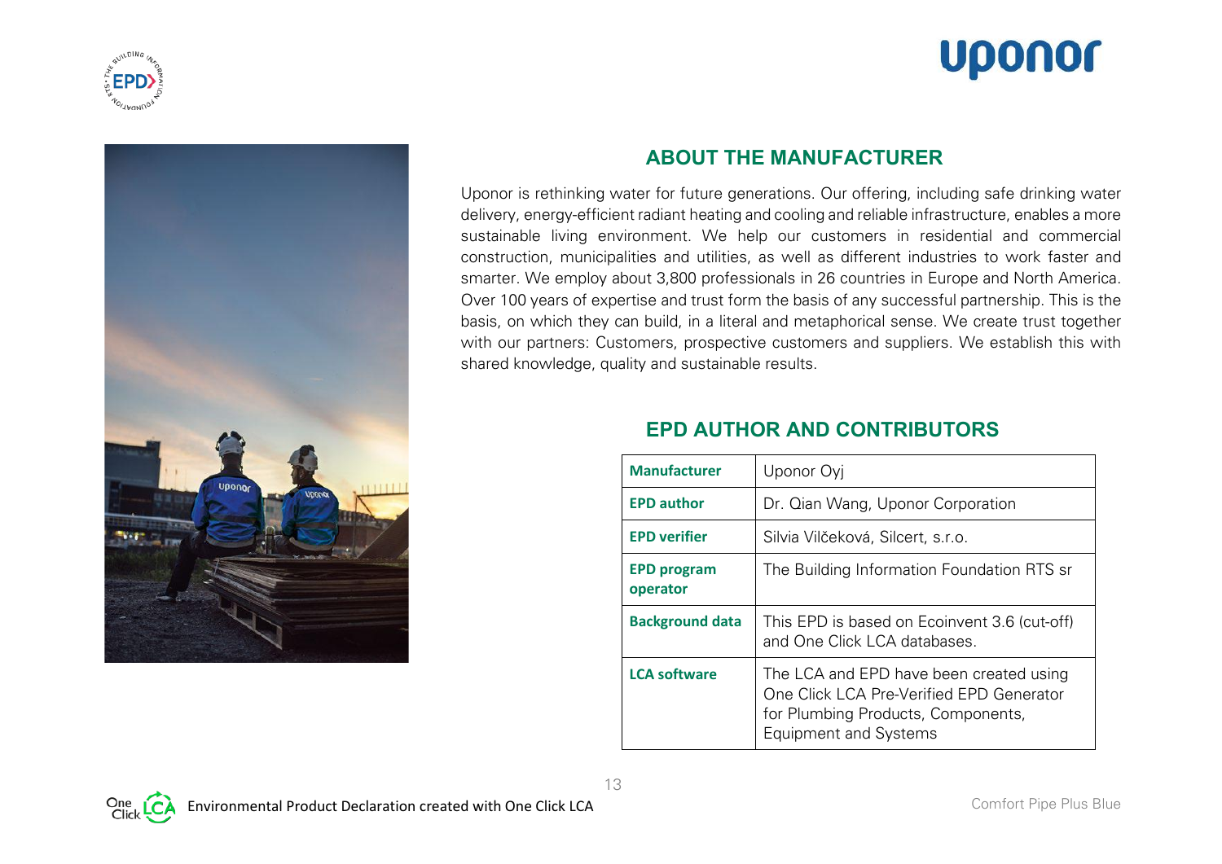## ABOUT THE MANUFACTURER

Uponor is rethinking water for future generations. Our offering, including safe drinking water delivery, energy-efficient radiant heating and cooling and reliable infrastructure, enables a more sustainable living environment. We help our customers in residential and commercial construction, municipalities and utilities, as well as different industries to work faster and smarter. We employ about 3,800 professionals in 26 countries in Europe and North America. Over 100 years of expertise and trust form the basis of any successful partnership. This is the basis, on which they can build, in a literal and metaphorical sense. We create trust together with our partners: Customers, prospective customers and suppliers. We establish this with shared knowledge, quality and sustainable results.

## EPD AUTHOR AND CONTRIBUTORS

| | |
|---|---|
| **Manufacturer** | Uponor Oyj |
| **EPD author** | Dr. Qian Wang, Uponor Corporation |
| **EPD verifier** | Silvia Vilčeková, Silcert, s.r.o. |
| **EPD program operator** | The Building Information Foundation RTS sr |
| **Background data** | This EPD is based on Ecoinvent 3.6 (cut-off) and One Click LCA databases. |
| **LCA software** | The LCA and EPD have been created using One Click LCA Pre-Verified EPD Generator for Plumbing Products, Components, Equipment and Systems |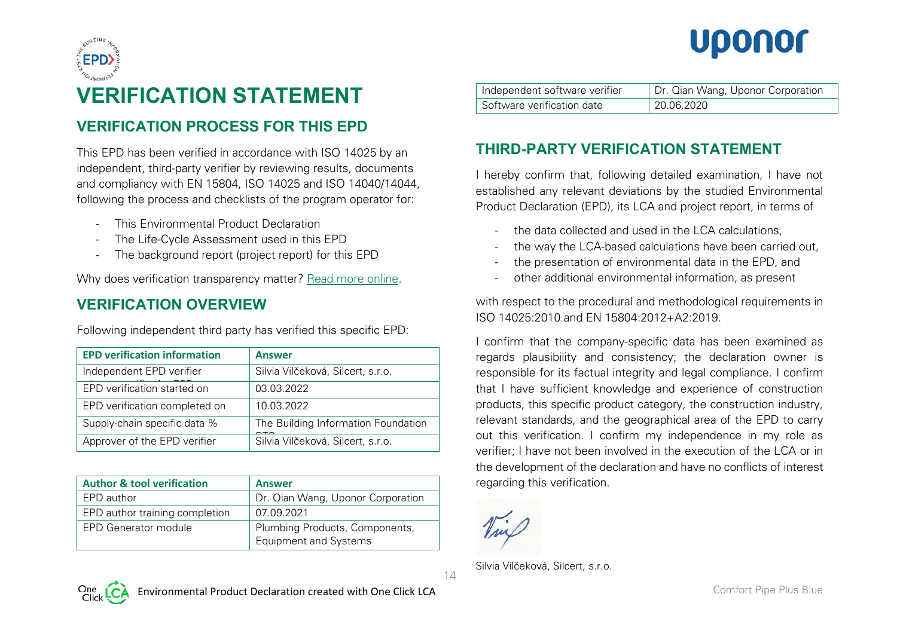# VERIFICATION STATEMENT

## VERIFICATION PROCESS FOR THIS EPD

This EPD has been verified in accordance with ISO 14025 by an independent, third-party verifier by reviewing results, documents and compliancy with EN 15804, ISO 14025 and ISO 14040/14044, following the process and checklists of the program operator for:

- This Environmental Product Declaration
- The Life-Cycle Assessment used in this EPD
- The background report (project report) for this EPD

Why does verification transparency matter? Read more online.

## VERIFICATION OVERVIEW

Following independent third party has verified this specific EPD:

| EPD verification information | Answer |
|---|---|
| Independent EPD verifier | Silvia Vilčeková, Silcert, s.r.o. |
| EPD verification started on | 03.03.2022 |
| EPD verification completed on | 10.03.2022 |
| Supply-chain specific data % | The Building Information Foundation |
| Approver of the EPD verifier | Silvia Vilčeková, Silcert, s.r.o. |

| Author & tool verification | Answer |
|---|---|
| EPD author | Dr. Qian Wang, Uponor Corporation |
| EPD author training completion | 07.09.2021 |
| EPD Generator module | Plumbing Products, Components, Equipment and Systems |
| Independent software verifier | Dr. Qian Wang, Uponor Corporation |
| Software verification date | 20.06.2020 |

## THIRD-PARTY VERIFICATION STATEMENT

I hereby confirm that, following detailed examination, I have not established any relevant deviations by the studied Environmental Product Declaration (EPD), its LCA and project report, in terms of

- the data collected and used in the LCA calculations,
- the way the LCA-based calculations have been carried out,
- the presentation of environmental data in the EPD, and
- other additional environmental information, as present

with respect to the procedural and methodological requirements in ISO 14025:2010 and EN 15804:2012+A2:2019.

I confirm that the company-specific data has been examined as regards plausibility and consistency; the declaration owner is responsible for its factual integrity and legal compliance. I confirm that I have sufficient knowledge and experience of construction products, this specific product category, the construction industry, relevant standards, and the geographical area of the EPD to carry out this verification. I confirm my independence in my role as verifier; I have not been involved in the execution of the LCA or in the development of the declaration and have no conflicts of interest regarding this verification.

Silvia Vilčeková, Silcert, s.r.o.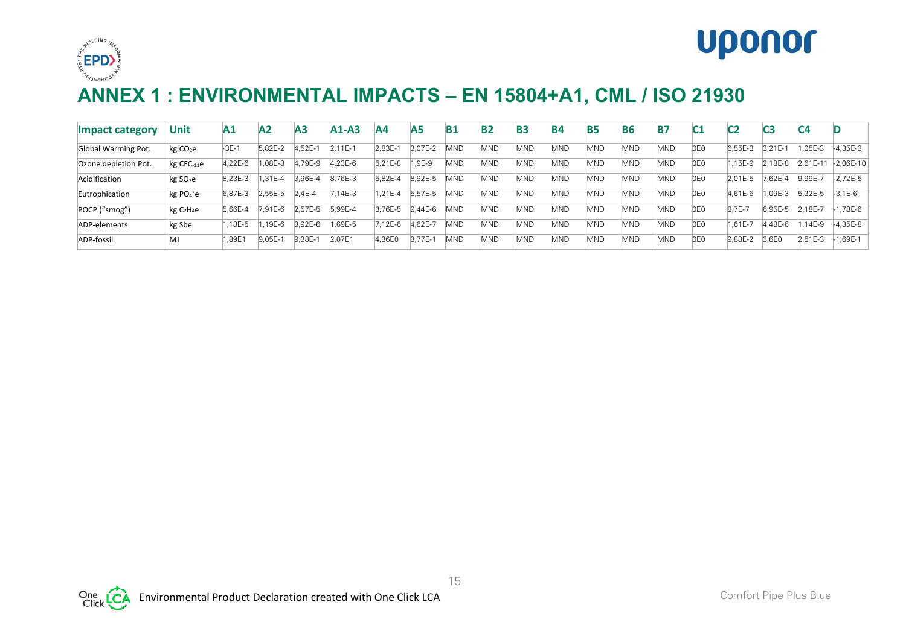# ANNEX 1 : ENVIRONMENTAL IMPACTS – EN 15804+A1, CML / ISO 21930

| Impact category | Unit | A1 | A2 | A3 | A1-A3 | A4 | A5 | B1 | B2 | B3 | B4 | B5 | B6 | B7 | C1 | C2 | C3 | C4 | D |
|---|---|---|---|---|---|---|---|---|---|---|---|---|---|---|---|---|---|---|---|
| Global Warming Pot. | kg $CO_2e$ | -3E-1 | 5,82E-2 | 4,52E-1 | 2,11E-1 | 2,83E-1 | 3,07E-2 | MND | MND | MND | MND | MND | MND | MND | 0E0 | 6,55E-3 | 3,21E-1 | 1,05E-3 | -4,35E-3 |
| Ozone depletion Pot. | kg $CFC_{-11}e$ | 4,22E-6 | 1,08E-8 | 4,79E-9 | 4,23E-6 | 5,21E-8 | 1,9E-9 | MND | MND | MND | MND | MND | MND | MND | 0E0 | 1,15E-9 | 2,18E-8 | 2,61E-11 | -2,06E-10 |
| Acidification | kg $SO_2e$ | 8,23E-3 | 1,31E-4 | 3,96E-4 | 8,76E-3 | 5,82E-4 | 8,92E-5 | MND | MND | MND | MND | MND | MND | MND | 0E0 | 2,01E-5 | 7,62E-4 | 9,99E-7 | -2,72E-5 |
| Eutrophication | kg $PO_4{}^3e$ | 6,87E-3 | 2,55E-5 | 2,4E-4 | 7,14E-3 | 1,21E-4 | 5,57E-5 | MND | MND | MND | MND | MND | MND | MND | 0E0 | 4,61E-6 | 1,09E-3 | 5,22E-5 | -3,1E-6 |
| POCP ("smog") | kg $C_2H_4e$ | 5,66E-4 | 7,91E-6 | 2,57E-5 | 5,99E-4 | 3,76E-5 | 9,44E-6 | MND | MND | MND | MND | MND | MND | MND | 0E0 | 8,7E-7 | 6,95E-5 | 2,18E-7 | -1,78E-6 |
| ADP-elements | kg Sbe | 1,18E-5 | 1,19E-6 | 3,92E-6 | 1,69E-5 | 7,12E-6 | 4,62E-7 | MND | MND | MND | MND | MND | MND | MND | 0E0 | 1,61E-7 | 4,48E-6 | 1,14E-9 | -4,35E-8 |
| ADP-fossil | MJ | 1,89E1 | 9,05E-1 | 9,38E-1 | 2,07E1 | 4,36E0 | 3,77E-1 | MND | MND | MND | MND | MND | MND | MND | 0E0 | 9,88E-2 | 3,6E0 | 2,51E-3 | -1,69E-1 |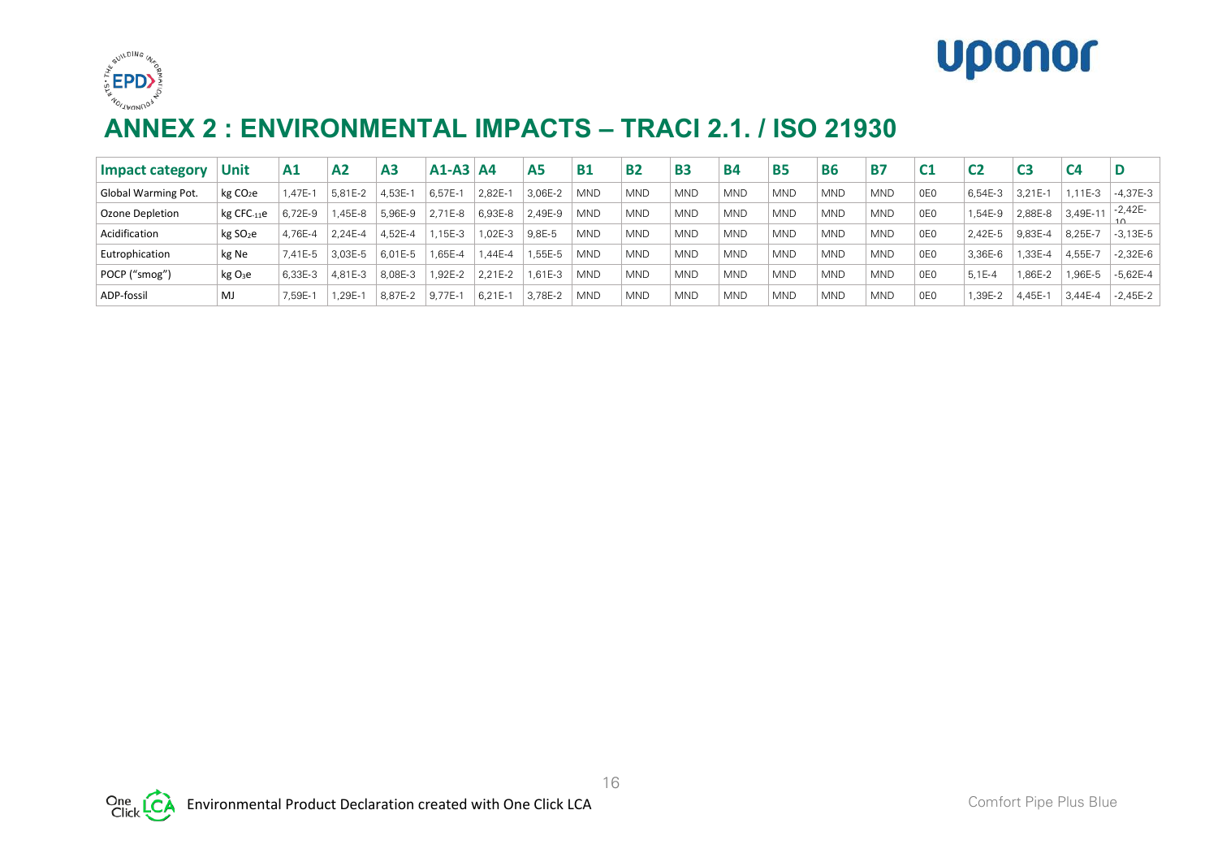## ANNEX 2 : ENVIRONMENTAL IMPACTS – TRACI 2.1. / ISO 21930

| Impact category | Unit | A1 | A2 | A3 | A1-A3 | A4 | A5 | B1 | B2 | B3 | B4 | B5 | B6 | B7 | C1 | C2 | C3 | C4 | D |
|---|---|---|---|---|---|---|---|---|---|---|---|---|---|---|---|---|---|---|---|
| Global Warming Pot. | kg $CO_2e$ | 1,47E-1 | 5,81E-2 | 4,53E-1 | 6,57E-1 | 2,82E-1 | 3,06E-2 | MND | MND | MND | MND | MND | MND | MND | 0E0 | 6,54E-3 | 3,21E-1 | 1,11E-3 | -4,37E-3 |
| Ozone Depletion | kg $CFC_{-11}e$ | 6,72E-9 | 1,45E-8 | 5,96E-9 | 2,71E-8 | 6,93E-8 | 2,49E-9 | MND | MND | MND | MND | MND | MND | MND | 0E0 | 1,54E-9 | 2,88E-8 | 3,49E-11 | -2,42E-10 |
| Acidification | kg $SO_2e$ | 4,76E-4 | 2,24E-4 | 4,52E-4 | 1,15E-3 | 1,02E-3 | 9,8E-5 | MND | MND | MND | MND | MND | MND | MND | 0E0 | 2,42E-5 | 9,83E-4 | 8,25E-7 | -3,13E-5 |
| Eutrophication | kg Ne | 7,41E-5 | 3,03E-5 | 6,01E-5 | 1,65E-4 | 1,44E-4 | 1,55E-5 | MND | MND | MND | MND | MND | MND | MND | 0E0 | 3,36E-6 | 1,33E-4 | 4,55E-7 | -2,32E-6 |
| POCP ("smog") | kg $O_3e$ | 6,33E-3 | 4,81E-3 | 8,08E-3 | 1,92E-2 | 2,21E-2 | 1,61E-3 | MND | MND | MND | MND | MND | MND | MND | 0E0 | 5,1E-4 | 1,86E-2 | 1,96E-5 | -5,62E-4 |
| ADP-fossil | MJ | 7,59E-1 | 1,29E-1 | 8,87E-2 | 9,77E-1 | 6,21E-1 | 3,78E-2 | MND | MND | MND | MND | MND | MND | MND | 0E0 | 1,39E-2 | 4,45E-1 | 3,44E-4 | -2,45E-2 |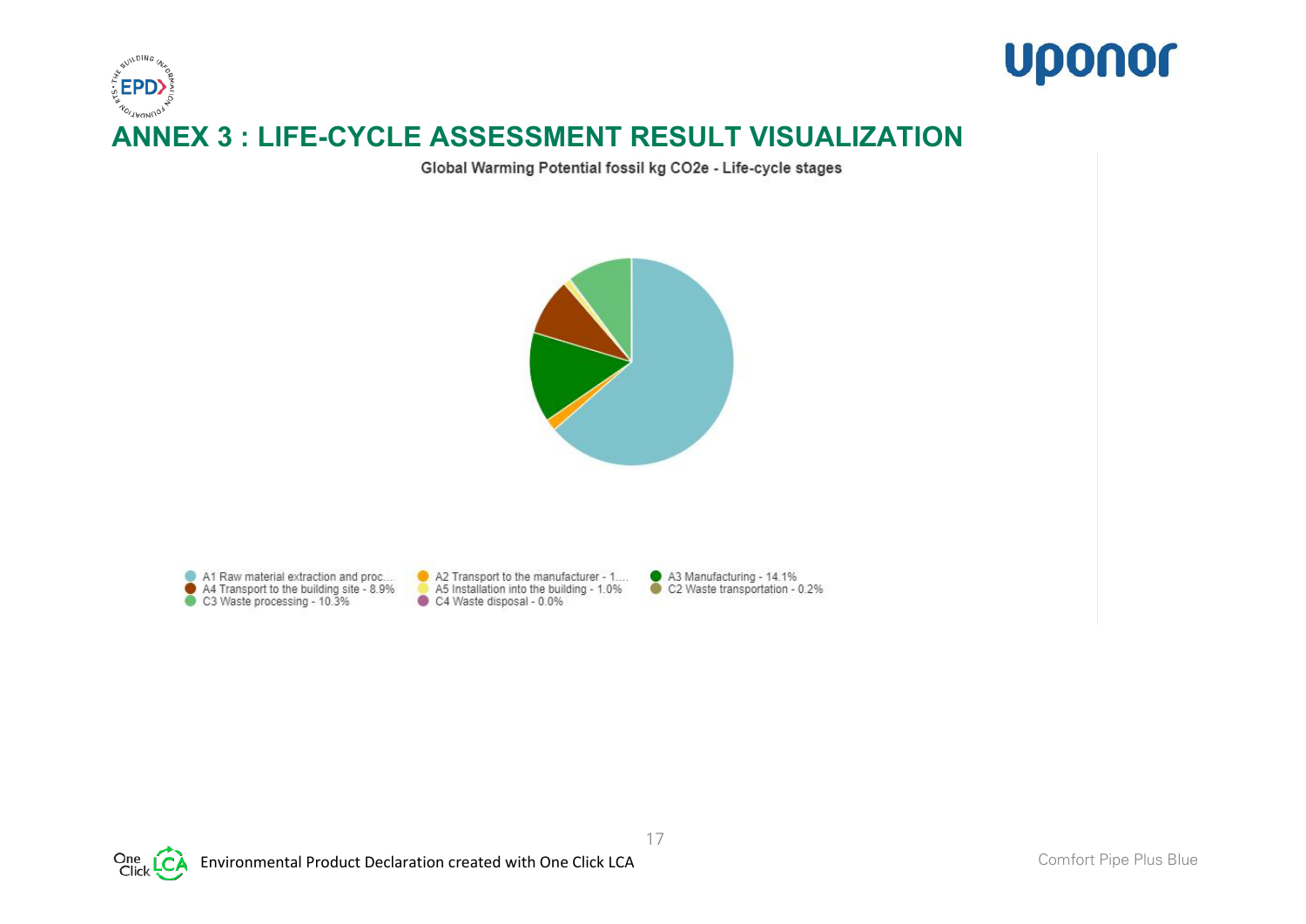# ANNEX 3 : LIFE-CYCLE ASSESSMENT RESULT VISUALIZATION

Global Warming Potential fossil kg CO2e - Life-cycle stages

- A1 Raw material extraction and proc...
- A2 Transport to the manufacturer - 1....
- A3 Manufacturing - 14.1%
- A4 Transport to the building site - 8.9%
- A5 Installation into the building - 1.0%
- C2 Waste transportation - 0.2%
- C3 Waste processing - 10.3%
- C4 Waste disposal - 0.0%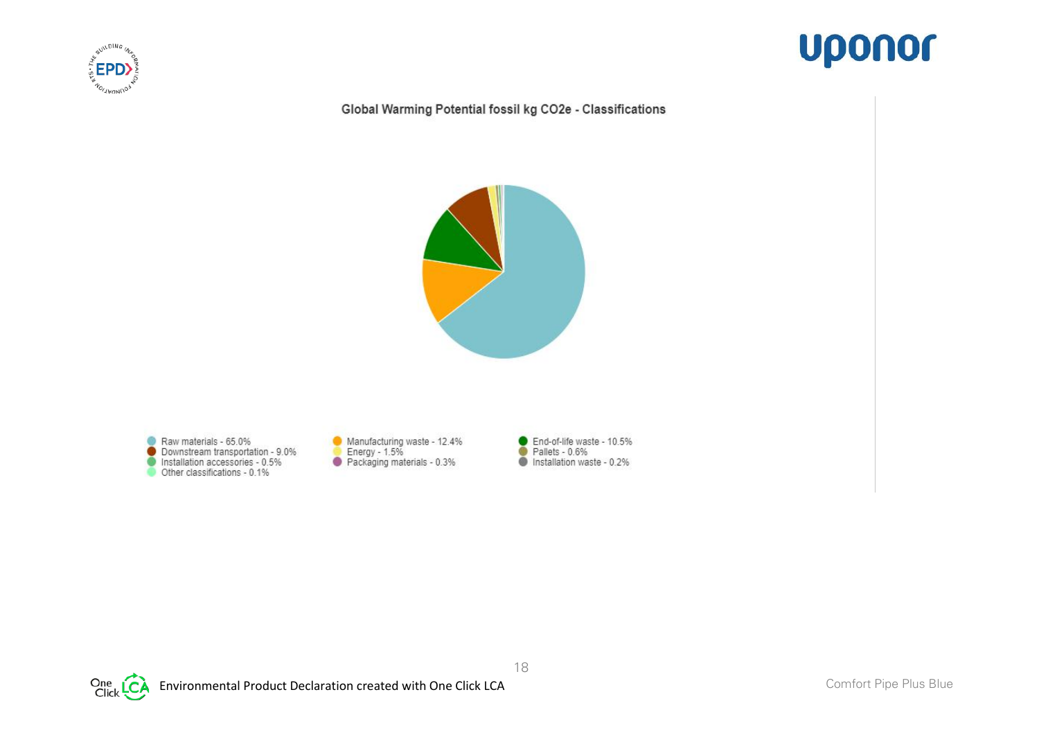Global Warming Potential fossil kg CO2e - Classifications

- Raw materials - 65.0%
- Manufacturing waste - 12.4%
- End-of-life waste - 10.5%
- Downstream transportation - 9.0%
- Energy - 1.5%
- Pallets - 0.6%
- Installation accessories - 0.5%
- Packaging materials - 0.3%
- Installation waste - 0.2%
- Other classifications - 0.1%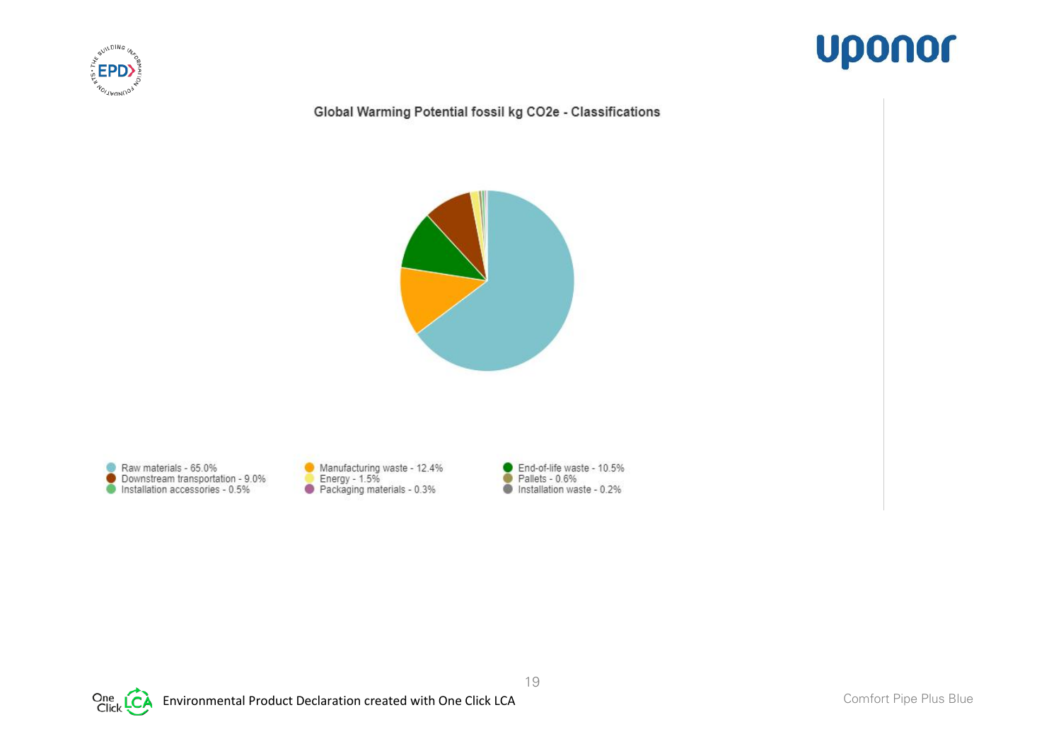Global Warming Potential fossil kg CO2e - Classifications

- Raw materials - 65.0%
- Manufacturing waste - 12.4%
- End-of-life waste - 10.5%
- Downstream transportation - 9.0%
- Energy - 1.5%
- Pallets - 0.6%
- Installation accessories - 0.5%
- Packaging materials - 0.3%
- Installation waste - 0.2%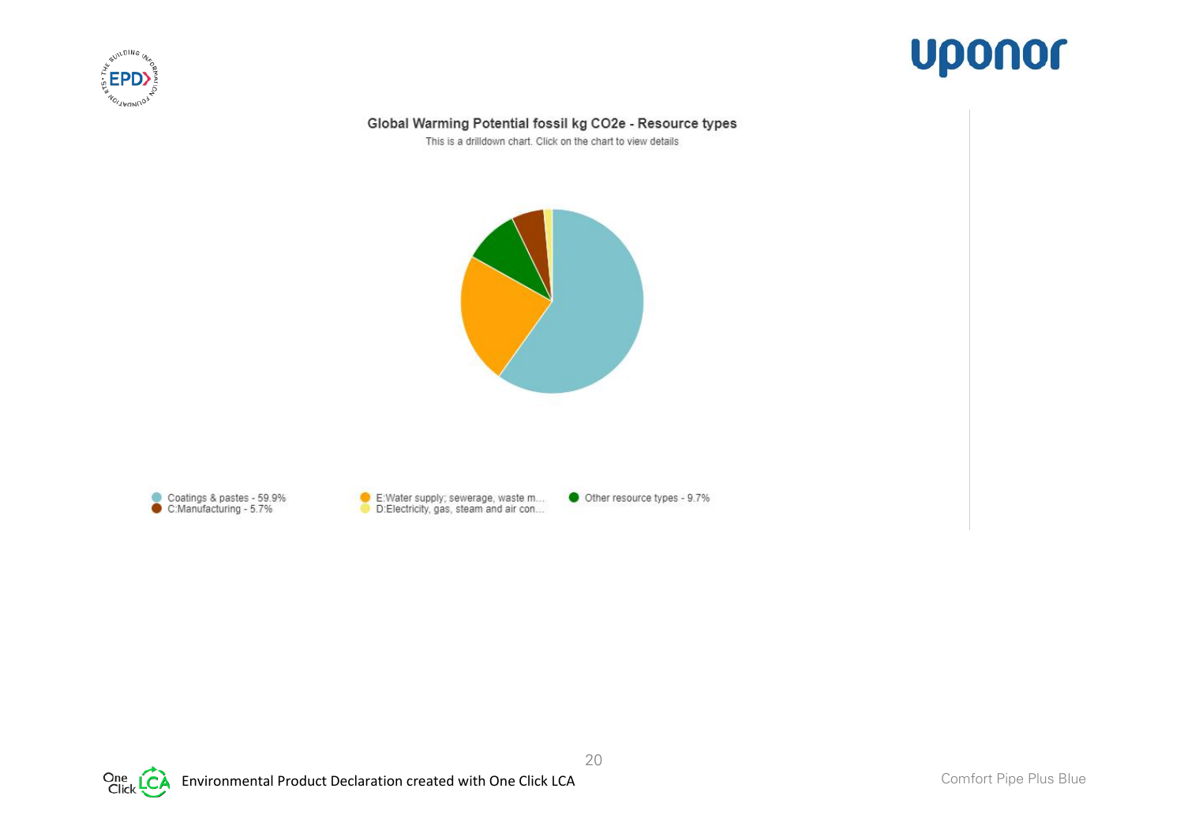Global Warming Potential fossil kg CO2e - Resource types

This is a drilldown chart. Click on the chart to view details

- Coatings & pastes - 59.9%
- C:Manufacturing - 5.7%
- E:Water supply; sewerage, waste m...
- D:Electricity, gas, steam and air con...
- Other resource types - 9.7%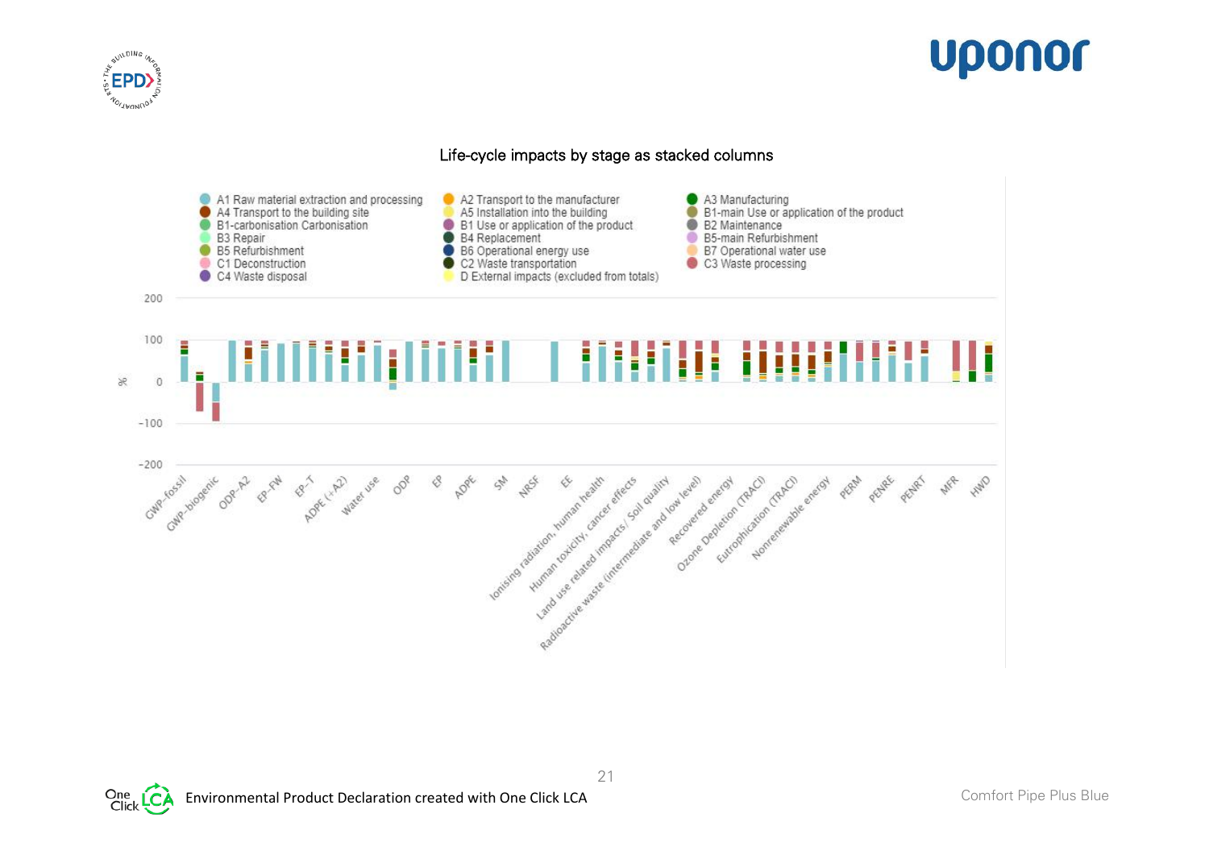Life-cycle impacts by stage as stacked columns

A1 Raw material extraction and processing
A2 Transport to the manufacturer
A3 Manufacturing
A4 Transport to the building site
A5 Installation into the building
B1-main Use or application of the product
B1-carbonisation Carbonisation
B1 Use or application of the product
B2 Maintenance
B3 Repair
B4 Replacement
B5-main Refurbishment
B5 Refurbishment
B6 Operational energy use
B7 Operational water use
C1 Deconstruction
C2 Waste transportation
C3 Waste processing
C4 Waste disposal
D External impacts (excluded from totals)

%

200
100
0
-100
-200

GWP-fossil, GWP-biogenic, ODP-A2, EP-FW, EP-T, ADPE (+A2), Water use, ODP, EP, ADPE, SM, NRSF, EE, Ionising radiation, human health, Human toxicity, cancer effects, Land use related impacts/ Soil quality, Radioactive waste (intermediate and low level), Recovered energy, Ozone Depletion (TRACI), Eutrophication (TRACI), Nonrenewable energy, PERM, PENRE, PENRT, MFR, HWD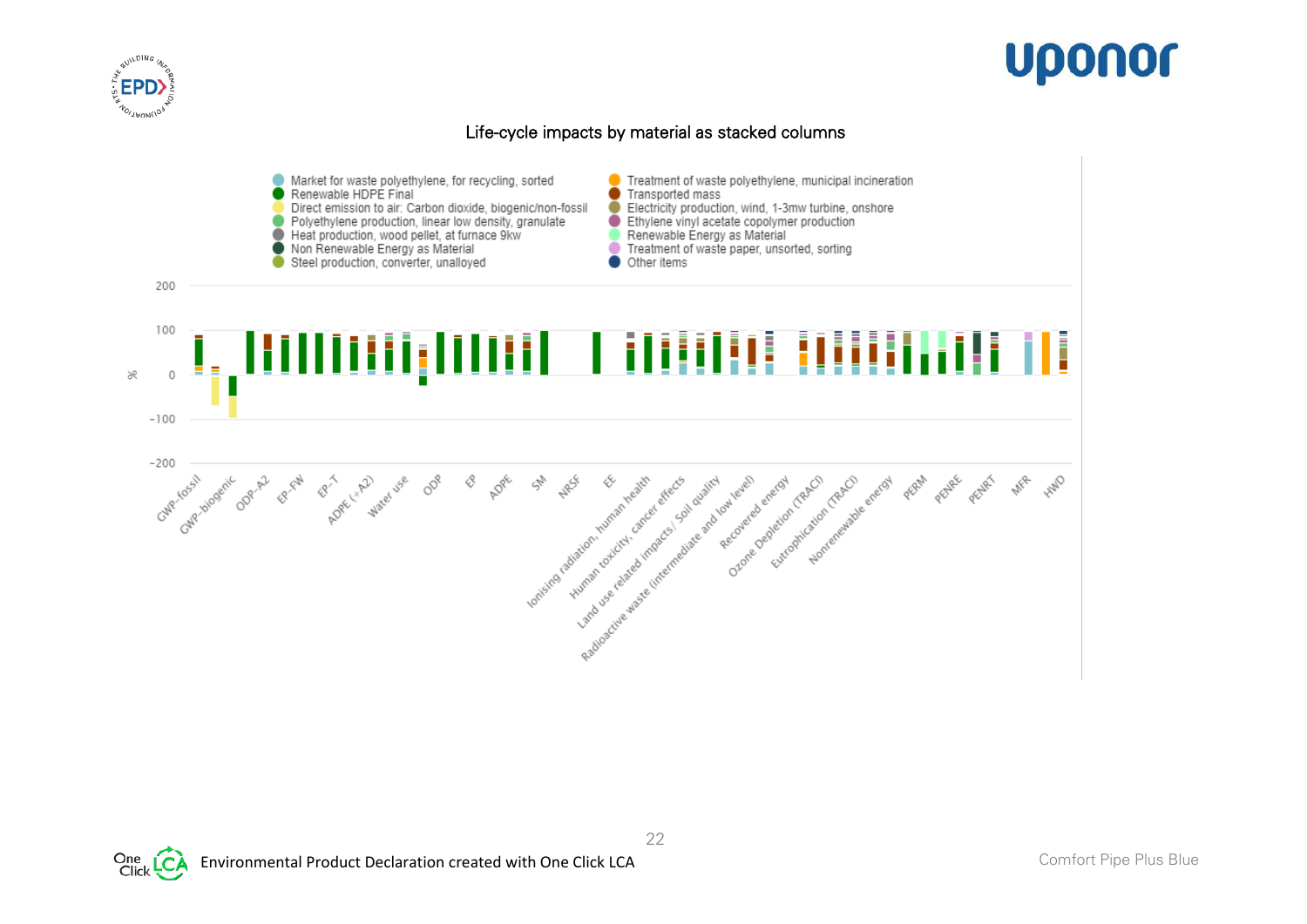Life-cycle impacts by material as stacked columns

Market for waste polyethylene, for recycling, sorted
Renewable HDPE Final
Direct emission to air: Carbon dioxide, biogenic/non-fossil
Polyethylene production, linear low density, granulate
Heat production, wood pellet, at furnace 9kw
Non Renewable Energy as Material
Steel production, converter, unalloyed
Treatment of waste polyethylene, municipal incineration
Transported mass
Electricity production, wind, 1-3mw turbine, onshore
Ethylene vinyl acetate copolymer production
Renewable Energy as Material
Treatment of waste paper, unsorted, sorting
Other items

200
100
0
−100
−200

%

GWP-fossil
GWP-biogenic
ODP-A2
EP-FW
EP-T
ADPE (+A2)
Water use
ODP
EP
ADPE
SM
NRSF
EE
Ionising radiation, human health
Human toxicity, cancer effects
Land use related impacts/ Soil quality
Radioactive waste (intermediate and low level)
Recovered energy
Ozone Depletion (TRACI)
Eutrophication (TRACI)
Nonrenewable energy
PERM
PENRE
PENRT
MFR
HWD

Environmental Product Declaration created with One Click LCA

Comfort Pipe Plus Blue